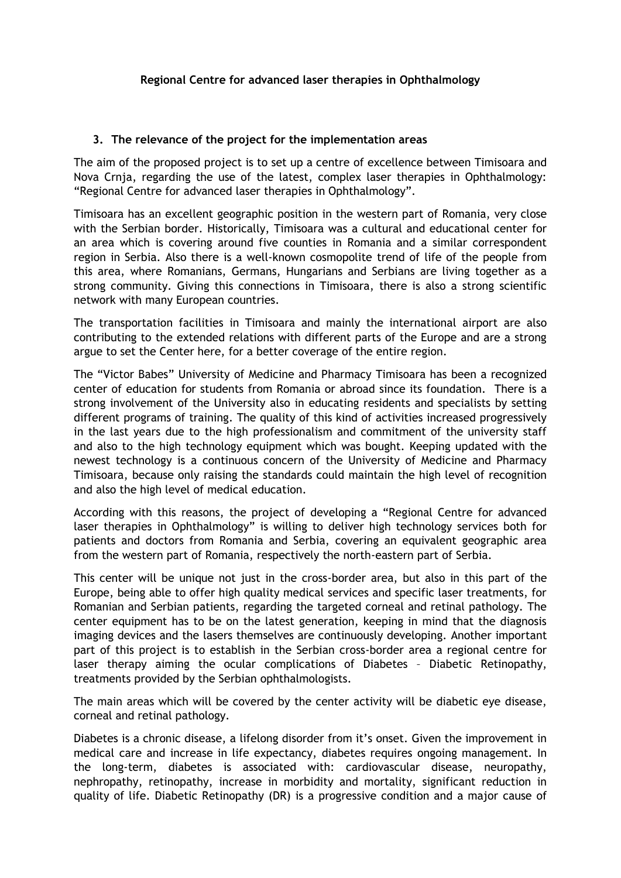**Regional Centre for advanced laser therapies in Ophthalmology**

## 3. The relevance of the project for the implementation areas

The aim of the proposed project is to set up a centre of excellence between Timisoara and Nova Crnja, regarding the use of the latest, complex laser therapies in Ophthalmology: "Regional Centre for advanced laser therapies in Ophthalmology".

Timisoara has an excellent geographic position in the western part of Romania, very close with the Serbian border. Historically, Timisoara was a cultural and educational center for an area which is covering around five counties in Romania and a similar correspondent region in Serbia. Also there is a well-known cosmopolite trend of life of the people from this area, where Romanians, Germans, Hungarians and Serbians are living together as a strong community. Giving this connections in Timisoara, there is also a strong scientific network with many European countries.

The transportation facilities in Timisoara and mainly the international airport are also contributing to the extended relations with different parts of the Europe and are a strong argue to set the Center here, for a better coverage of the entire region.

The "Victor Babes" University of Medicine and Pharmacy Timisoara has been a recognized center of education for students from Romania or abroad since its foundation. There is a strong involvement of the University also in educating residents and specialists by setting different programs of training. The quality of this kind of activities increased progressively in the last years due to the high professionalism and commitment of the university staff and also to the high technology equipment which was bought. Keeping updated with the newest technology is a continuous concern of the University of Medicine and Pharmacy Timisoara, because only raising the standards could maintain the high level of recognition and also the high level of medical education.

According with this reasons, the project of developing a "Regional Centre for advanced laser therapies in Ophthalmology" is willing to deliver high technology services both for patients and doctors from Romania and Serbia, covering an equivalent geographic area from the western part of Romania, respectively the north-eastern part of Serbia.

This center will be unique not just in the cross-border area, but also in this part of the Europe, being able to offer high quality medical services and specific laser treatments, for Romanian and Serbian patients, regarding the targeted corneal and retinal pathology. The center equipment has to be on the latest generation, keeping in mind that the diagnosis imaging devices and the lasers themselves are continuously developing. Another important part of this project is to establish in the Serbian cross-border area a regional centre for laser therapy aiming the ocular complications of Diabetes – Diabetic Retinopathy, treatments provided by the Serbian ophthalmologists.

The main areas which will be covered by the center activity will be diabetic eye disease, corneal and retinal pathology.

Diabetes is a chronic disease, a lifelong disorder from it's onset. Given the improvement in medical care and increase in life expectancy, diabetes requires ongoing management. In the long-term, diabetes is associated with: cardiovascular disease, neuropathy, nephropathy, retinopathy, increase in morbidity and mortality, significant reduction in quality of life. Diabetic Retinopathy (DR) is a progressive condition and a major cause of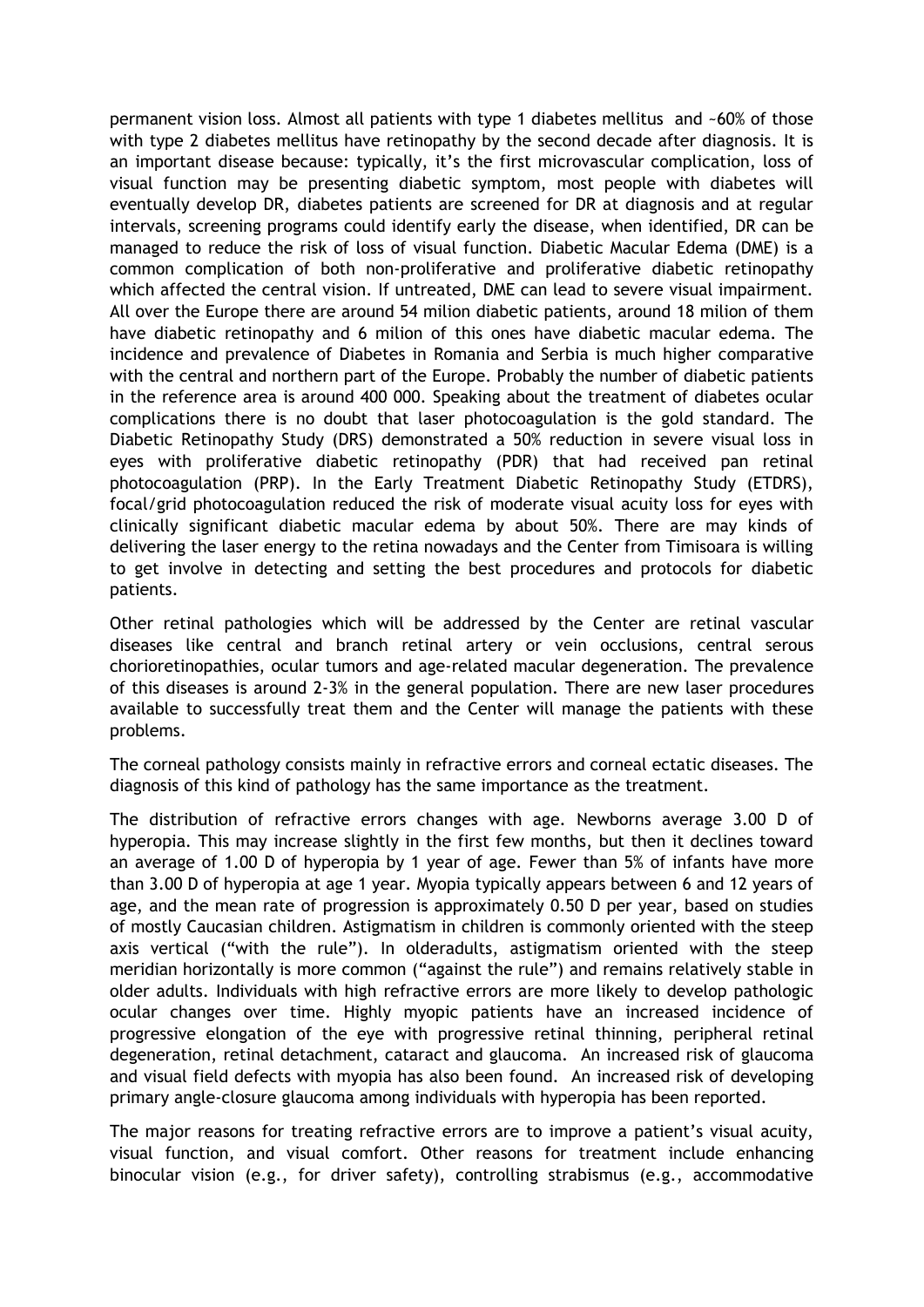permanent vision loss. Almost all patients with type 1 diabetes mellitus and ~60% of those with type 2 diabetes mellitus have retinopathy by the second decade after diagnosis. It is an important disease because: typically, it's the first microvascular complication, loss of visual function may be presenting diabetic symptom, most people with diabetes will eventually develop DR, diabetes patients are screened for DR at diagnosis and at regular intervals, screening programs could identify early the disease, when identified, DR can be managed to reduce the risk of loss of visual function. Diabetic Macular Edema (DME) is a common complication of both non-proliferative and proliferative diabetic retinopathy which affected the central vision. If untreated, DME can lead to severe visual impairment. All over the Europe there are around 54 milion diabetic patients, around 18 milion of them have diabetic retinopathy and 6 milion of this ones have diabetic macular edema. The incidence and prevalence of Diabetes in Romania and Serbia is much higher comparative with the central and northern part of the Europe. Probably the number of diabetic patients in the reference area is around 400 000. Speaking about the treatment of diabetes ocular complications there is no doubt that laser photocoagulation is the gold standard. The Diabetic Retinopathy Study (DRS) demonstrated a 50% reduction in severe visual loss in eyes with proliferative diabetic retinopathy (PDR) that had received pan retinal photocoagulation (PRP). In the Early Treatment Diabetic Retinopathy Study (ETDRS), focal/grid photocoagulation reduced the risk of moderate visual acuity loss for eyes with clinically significant diabetic macular edema by about 50%. There are may kinds of delivering the laser energy to the retina nowadays and the Center from Timisoara is willing to get involve in detecting and setting the best procedures and protocols for diabetic patients.

Other retinal pathologies which will be addressed by the Center are retinal vascular diseases like central and branch retinal artery or vein occlusions, central serous chorioretinopathies, ocular tumors and age-related macular degeneration. The prevalence of this diseases is around 2-3% in the general population. There are new laser procedures available to successfully treat them and the Center will manage the patients with these problems.

The corneal pathology consists mainly in refractive errors and corneal ectatic diseases. The diagnosis of this kind of pathology has the same importance as the treatment.

The distribution of refractive errors changes with age. Newborns average 3.00 D of hyperopia. This may increase slightly in the first few months, but then it declines toward an average of 1.00 D of hyperopia by 1 year of age. Fewer than 5% of infants have more than 3.00 D of hyperopia at age 1 year. Myopia typically appears between 6 and 12 years of age, and the mean rate of progression is approximately 0.50 D per year, based on studies of mostly Caucasian children. Astigmatism in children is commonly oriented with the steep axis vertical ("with the rule"). In olderadults, astigmatism oriented with the steep meridian horizontally is more common ("against the rule") and remains relatively stable in older adults. Individuals with high refractive errors are more likely to develop pathologic ocular changes over time. Highly myopic patients have an increased incidence of progressive elongation of the eye with progressive retinal thinning, peripheral retinal degeneration, retinal detachment, cataract and glaucoma. An increased risk of glaucoma and visual field defects with myopia has also been found. An increased risk of developing primary angle-closure glaucoma among individuals with hyperopia has been reported.

The major reasons for treating refractive errors are to improve a patient's visual acuity, visual function, and visual comfort. Other reasons for treatment include enhancing binocular vision (e.g., for driver safety), controlling strabismus (e.g., accommodative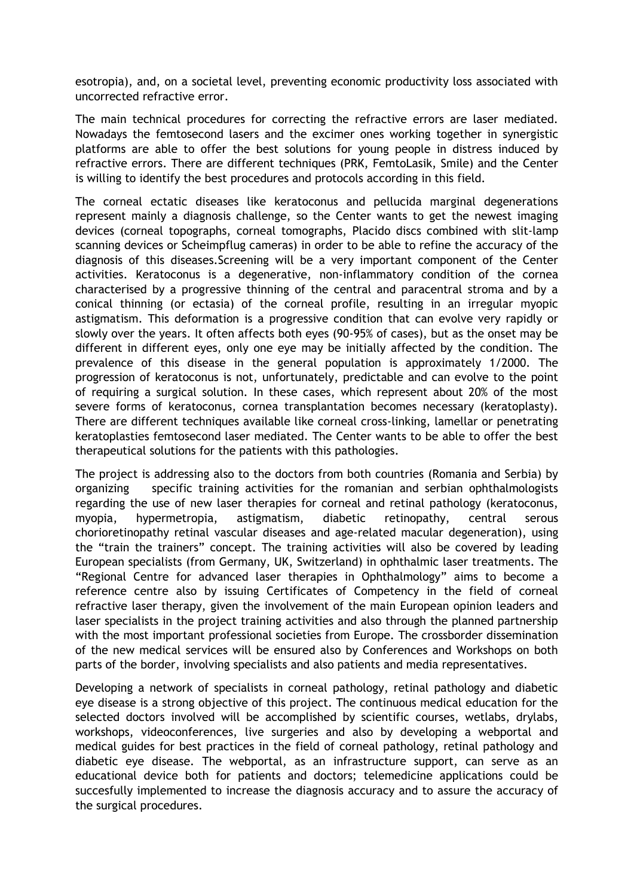esotropia), and, on a societal level, preventing economic productivity loss associated with uncorrected refractive error.

The main technical procedures for correcting the refractive errors are laser mediated. Nowadays the femtosecond lasers and the excimer ones working together in synergistic platforms are able to offer the best solutions for young people in distress induced by refractive errors. There are different techniques (PRK, FemtoLasik, Smile) and the Center is willing to identify the best procedures and protocols according in this field.

The corneal ectatic diseases like keratoconus and pellucida marginal degenerations represent mainly a diagnosis challenge, so the Center wants to get the newest imaging devices (corneal topographs, corneal tomographs, Placido discs combined with slit-lamp scanning devices or Scheimpflug cameras) in order to be able to refine the accuracy of the diagnosis of this diseases.Screening will be a very important component of the Center activities. Keratoconus is a degenerative, non-inflammatory condition of the cornea characterised by a progressive thinning of the central and paracentral stroma and by a conical thinning (or ectasia) of the corneal profile, resulting in an irregular myopic astigmatism. This deformation is a progressive condition that can evolve very rapidly or slowly over the years. It often affects both eyes (90-95% of cases), but as the onset may be different in different eyes, only one eye may be initially affected by the condition. The prevalence of this disease in the general population is approximately 1/2000. The progression of keratoconus is not, unfortunately, predictable and can evolve to the point of requiring a surgical solution. In these cases, which represent about 20% of the most severe forms of keratoconus, cornea transplantation becomes necessary (keratoplasty). There are different techniques available like corneal cross-linking, lamellar or penetrating keratoplasties femtosecond laser mediated. The Center wants to be able to offer the best therapeutical solutions for the patients with this pathologies.

The project is addressing also to the doctors from both countries (Romania and Serbia) by organizing specific training activities for the romanian and serbian ophthalmologists regarding the use of new laser therapies for corneal and retinal pathology (keratoconus, myopia, hypermetropia, astigmatism, diabetic retinopathy, central serous chorioretinopathy retinal vascular diseases and age-related macular degeneration), using the "train the trainers" concept. The training activities will also be covered by leading European specialists (from Germany, UK, Switzerland) in ophthalmic laser treatments. The "Regional Centre for advanced laser therapies in Ophthalmology" aims to become a reference centre also by issuing Certificates of Competency in the field of corneal refractive laser therapy, given the involvement of the main European opinion leaders and laser specialists in the project training activities and also through the planned partnership with the most important professional societies from Europe. The crossborder dissemination of the new medical services will be ensured also by Conferences and Workshops on both parts of the border, involving specialists and also patients and media representatives.

Developing a network of specialists in corneal pathology, retinal pathology and diabetic eye disease is a strong objective of this project. The continuous medical education for the selected doctors involved will be accomplished by scientific courses, wetlabs, drylabs, workshops, videoconferences, live surgeries and also by developing a webportal and medical guides for best practices in the field of corneal pathology, retinal pathology and diabetic eye disease. The webportal, as an infrastructure support, can serve as an educational device both for patients and doctors; telemedicine applications could be succesfully implemented to increase the diagnosis accuracy and to assure the accuracy of the surgical procedures.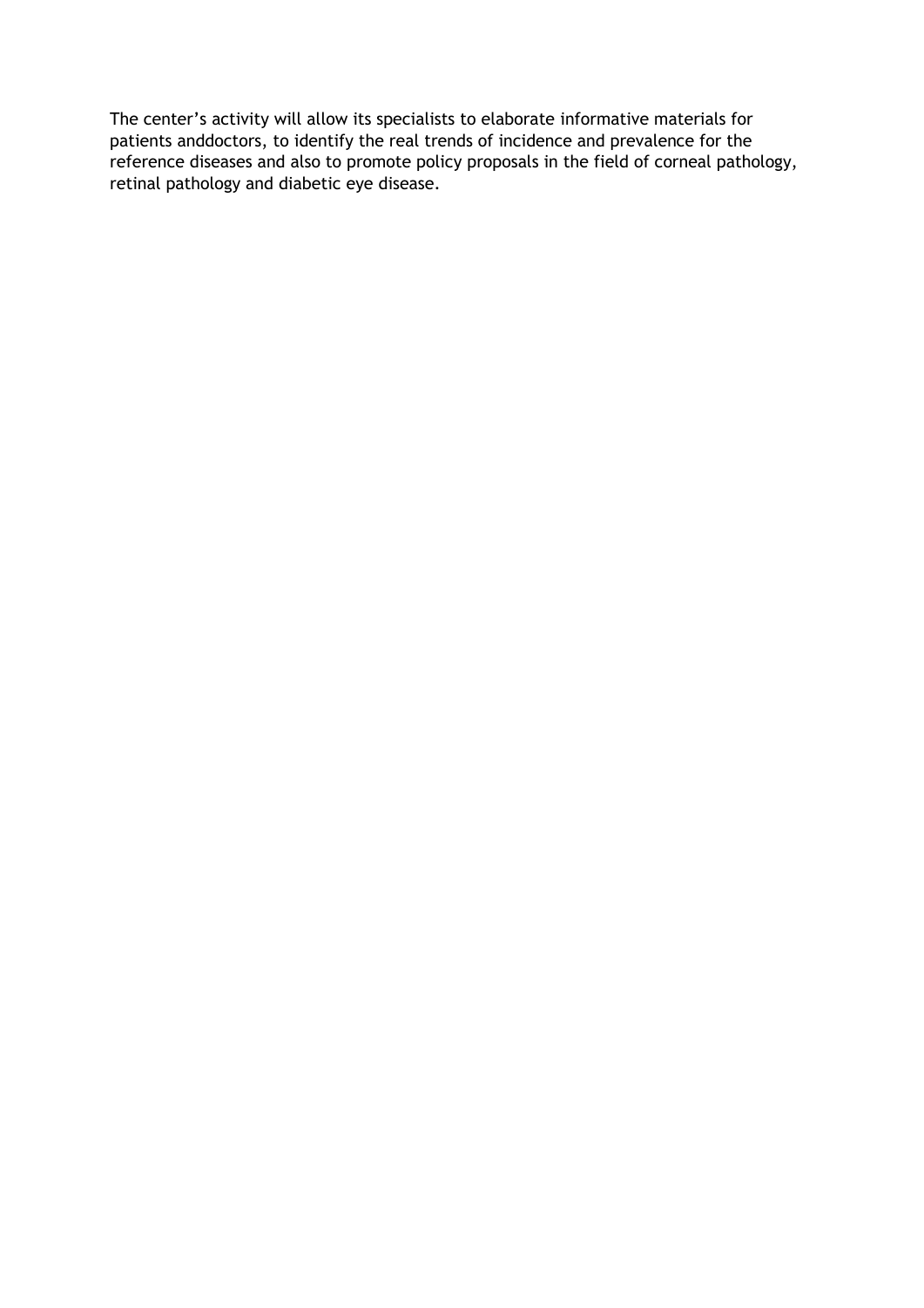The center's activity will allow its specialists to elaborate informative materials for patients anddoctors, to identify the real trends of incidence and prevalence for the reference diseases and also to promote policy proposals in the field of corneal pathology, retinal pathology and diabetic eye disease.